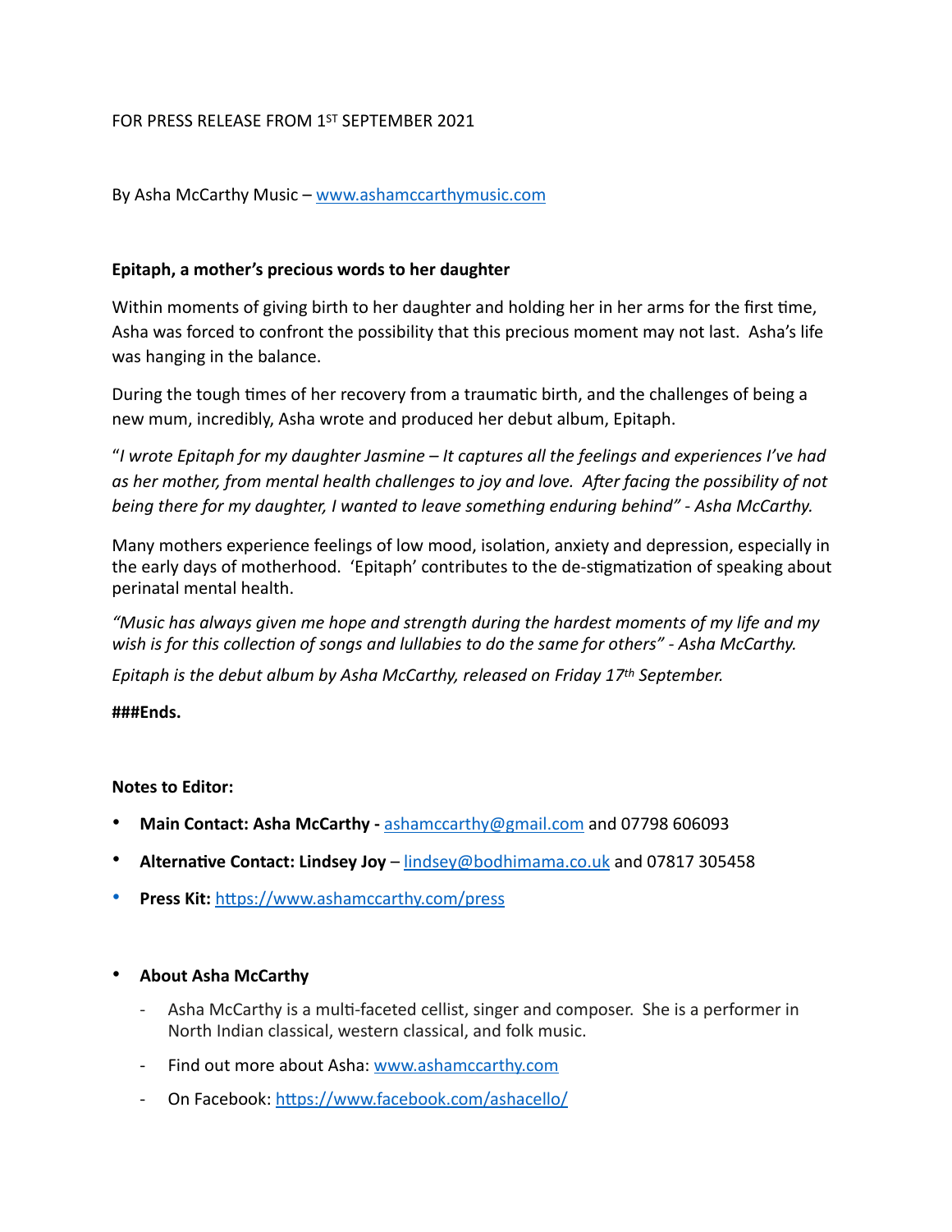FOR PRESS RELEASE FROM 1ST SEPTEMBER 2021

By Asha McCarthy Music – www.ashamccarthymusic.com

**Epitaph, a mother's precious words to her daughter**

Within moments of giving birth to her daughter and holding her in her arms for the first time, Asha was forced to confront the possibility that this precious moment may not last. Asha's life was hanging in the balance.

During the tough times of her recovery from a traumatic birth, and the challenges of being a new mum, incredibly, Asha wrote and produced her debut album, Epitaph.

"*I wrote Epitaph for my daughter Jasmine – It captures all the feelings and experiences I've had as her mother, from mental health challenges to joy and love. After facing the possibility of not being there for my daughter, I wanted to leave something enduring behind" - Asha McCarthy.*

Many mothers experience feelings of low mood, isolation, anxiety and depression, especially in the early days of motherhood. 'Epitaph' contributes to the de-stigmatization of speaking about perinatal mental health.

*"Music has always given me hope and strength during the hardest moments of my life and my wish is for this collection of songs and lullabies to do the same for others" - Asha McCarthy.*

*Epitaph is the debut album by Asha McCarthy, released on Friday 17th September.*

**###Ends.**

**Notes to Editor:**

- **Main Contact: Asha McCarthy -** ashamccarthy@gmail.com and 07798 606093
- **Alternative Contact: Lindsey Joy** – lindsey@bodhimama.co.uk and 07817 305458
- **Press Kit:** https://www.ashamccarthy.com/press

- **About Asha McCarthy**
  - Asha McCarthy is a multi-faceted cellist, singer and composer. She is a performer in North Indian classical, western classical, and folk music.
  - Find out more about Asha: www.ashamccarthy.com
  - On Facebook: https://www.facebook.com/ashacello/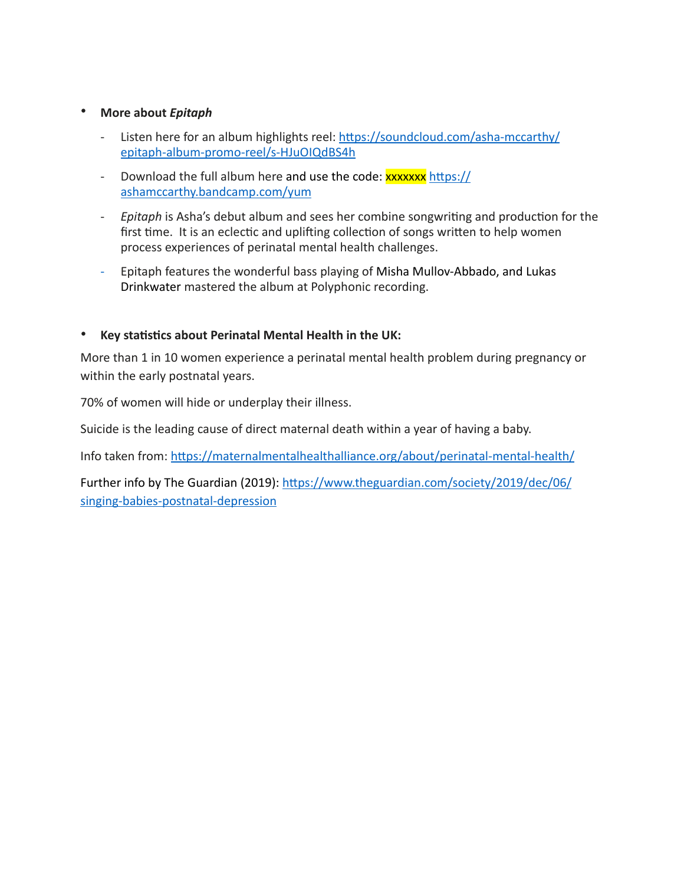- **More about *Epitaph***
  - Listen here for an album highlights reel: https://soundcloud.com/asha-mccarthy/epitaph-album-promo-reel/s-HJuOIQdBS4h
  - Download the full album here and use the code: xxxxxxx https://ashamccarthy.bandcamp.com/yum
  - *Epitaph* is Asha's debut album and sees her combine songwriting and production for the first time. It is an eclectic and uplifting collection of songs written to help women process experiences of perinatal mental health challenges.
  - Epitaph features the wonderful bass playing of Misha Mullov-Abbado, and Lukas Drinkwater mastered the album at Polyphonic recording.

- **Key statistics about Perinatal Mental Health in the UK:**

More than 1 in 10 women experience a perinatal mental health problem during pregnancy or within the early postnatal years.

70% of women will hide or underplay their illness.

Suicide is the leading cause of direct maternal death within a year of having a baby.

Info taken from: https://maternalmentalhealthalliance.org/about/perinatal-mental-health/

Further info by The Guardian (2019): https://www.theguardian.com/society/2019/dec/06/singing-babies-postnatal-depression